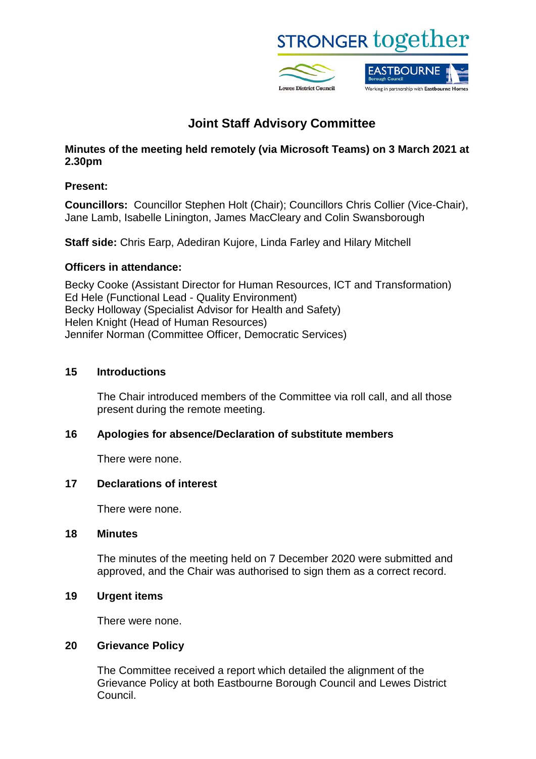# Joint Staff Advisory Committee

**Minutes of the meeting held remotely (via Microsoft Teams) on 3 March 2021 at 2.30pm**

**Present:**

**Councillors:** Councillor Stephen Holt (Chair); Councillors Chris Collier (Vice-Chair), Jane Lamb, Isabelle Linington, James MacCleary and Colin Swansborough

**Staff side:** Chris Earp, Adediran Kujore, Linda Farley and Hilary Mitchell

**Officers in attendance:**

Becky Cooke (Assistant Director for Human Resources, ICT and Transformation)
Ed Hele (Functional Lead - Quality Environment)
Becky Holloway (Specialist Advisor for Health and Safety)
Helen Knight (Head of Human Resources)
Jennifer Norman (Committee Officer, Democratic Services)

## 15 Introductions

The Chair introduced members of the Committee via roll call, and all those present during the remote meeting.

## 16 Apologies for absence/Declaration of substitute members

There were none.

## 17 Declarations of interest

There were none.

## 18 Minutes

The minutes of the meeting held on 7 December 2020 were submitted and approved, and the Chair was authorised to sign them as a correct record.

## 19 Urgent items

There were none.

## 20 Grievance Policy

The Committee received a report which detailed the alignment of the Grievance Policy at both Eastbourne Borough Council and Lewes District Council.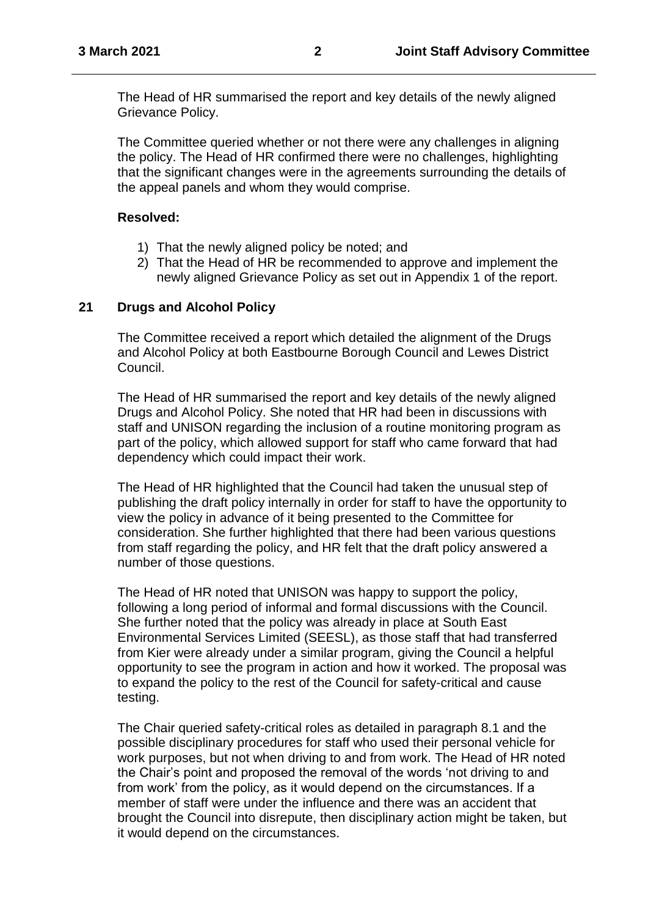The Head of HR summarised the report and key details of the newly aligned Grievance Policy.

The Committee queried whether or not there were any challenges in aligning the policy. The Head of HR confirmed there were no challenges, highlighting that the significant changes were in the agreements surrounding the details of the appeal panels and whom they would comprise.

**Resolved:**

1) That the newly aligned policy be noted; and
2) That the Head of HR be recommended to approve and implement the newly aligned Grievance Policy as set out in Appendix 1 of the report.

## 21 Drugs and Alcohol Policy

The Committee received a report which detailed the alignment of the Drugs and Alcohol Policy at both Eastbourne Borough Council and Lewes District Council.

The Head of HR summarised the report and key details of the newly aligned Drugs and Alcohol Policy. She noted that HR had been in discussions with staff and UNISON regarding the inclusion of a routine monitoring program as part of the policy, which allowed support for staff who came forward that had dependency which could impact their work.

The Head of HR highlighted that the Council had taken the unusual step of publishing the draft policy internally in order for staff to have the opportunity to view the policy in advance of it being presented to the Committee for consideration. She further highlighted that there had been various questions from staff regarding the policy, and HR felt that the draft policy answered a number of those questions.

The Head of HR noted that UNISON was happy to support the policy, following a long period of informal and formal discussions with the Council. She further noted that the policy was already in place at South East Environmental Services Limited (SEESL), as those staff that had transferred from Kier were already under a similar program, giving the Council a helpful opportunity to see the program in action and how it worked. The proposal was to expand the policy to the rest of the Council for safety-critical and cause testing.

The Chair queried safety-critical roles as detailed in paragraph 8.1 and the possible disciplinary procedures for staff who used their personal vehicle for work purposes, but not when driving to and from work. The Head of HR noted the Chair's point and proposed the removal of the words 'not driving to and from work' from the policy, as it would depend on the circumstances. If a member of staff were under the influence and there was an accident that brought the Council into disrepute, then disciplinary action might be taken, but it would depend on the circumstances.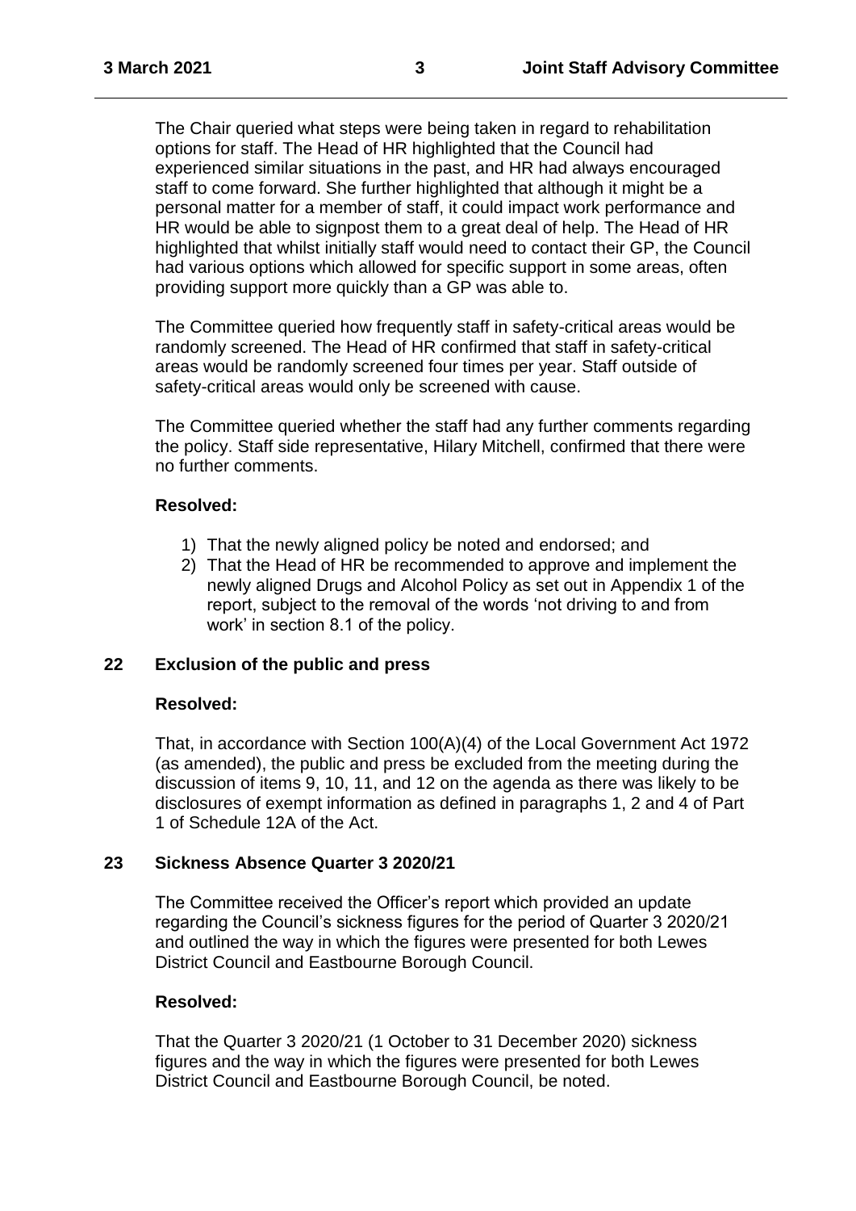The Chair queried what steps were being taken in regard to rehabilitation options for staff. The Head of HR highlighted that the Council had experienced similar situations in the past, and HR had always encouraged staff to come forward. She further highlighted that although it might be a personal matter for a member of staff, it could impact work performance and HR would be able to signpost them to a great deal of help. The Head of HR highlighted that whilst initially staff would need to contact their GP, the Council had various options which allowed for specific support in some areas, often providing support more quickly than a GP was able to.

The Committee queried how frequently staff in safety-critical areas would be randomly screened. The Head of HR confirmed that staff in safety-critical areas would be randomly screened four times per year. Staff outside of safety-critical areas would only be screened with cause.

The Committee queried whether the staff had any further comments regarding the policy. Staff side representative, Hilary Mitchell, confirmed that there were no further comments.

**Resolved:**

1) That the newly aligned policy be noted and endorsed; and
2) That the Head of HR be recommended to approve and implement the newly aligned Drugs and Alcohol Policy as set out in Appendix 1 of the report, subject to the removal of the words 'not driving to and from work' in section 8.1 of the policy.

## 22 Exclusion of the public and press

**Resolved:**

That, in accordance with Section 100(A)(4) of the Local Government Act 1972 (as amended), the public and press be excluded from the meeting during the discussion of items 9, 10, 11, and 12 on the agenda as there was likely to be disclosures of exempt information as defined in paragraphs 1, 2 and 4 of Part 1 of Schedule 12A of the Act.

## 23 Sickness Absence Quarter 3 2020/21

The Committee received the Officer's report which provided an update regarding the Council's sickness figures for the period of Quarter 3 2020/21 and outlined the way in which the figures were presented for both Lewes District Council and Eastbourne Borough Council.

**Resolved:**

That the Quarter 3 2020/21 (1 October to 31 December 2020) sickness figures and the way in which the figures were presented for both Lewes District Council and Eastbourne Borough Council, be noted.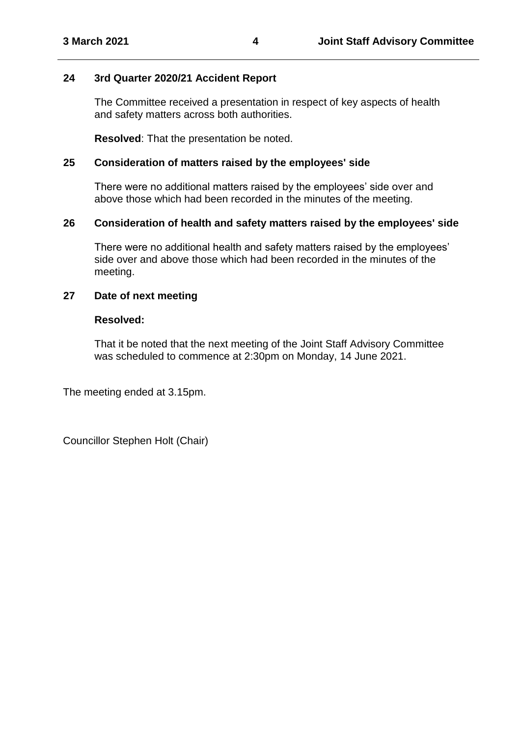## 24 3rd Quarter 2020/21 Accident Report

The Committee received a presentation in respect of key aspects of health and safety matters across both authorities.

**Resolved**: That the presentation be noted.

## 25 Consideration of matters raised by the employees' side

There were no additional matters raised by the employees' side over and above those which had been recorded in the minutes of the meeting.

## 26 Consideration of health and safety matters raised by the employees' side

There were no additional health and safety matters raised by the employees' side over and above those which had been recorded in the minutes of the meeting.

## 27 Date of next meeting

**Resolved:**

That it be noted that the next meeting of the Joint Staff Advisory Committee was scheduled to commence at 2:30pm on Monday, 14 June 2021.

The meeting ended at 3.15pm.

Councillor Stephen Holt (Chair)